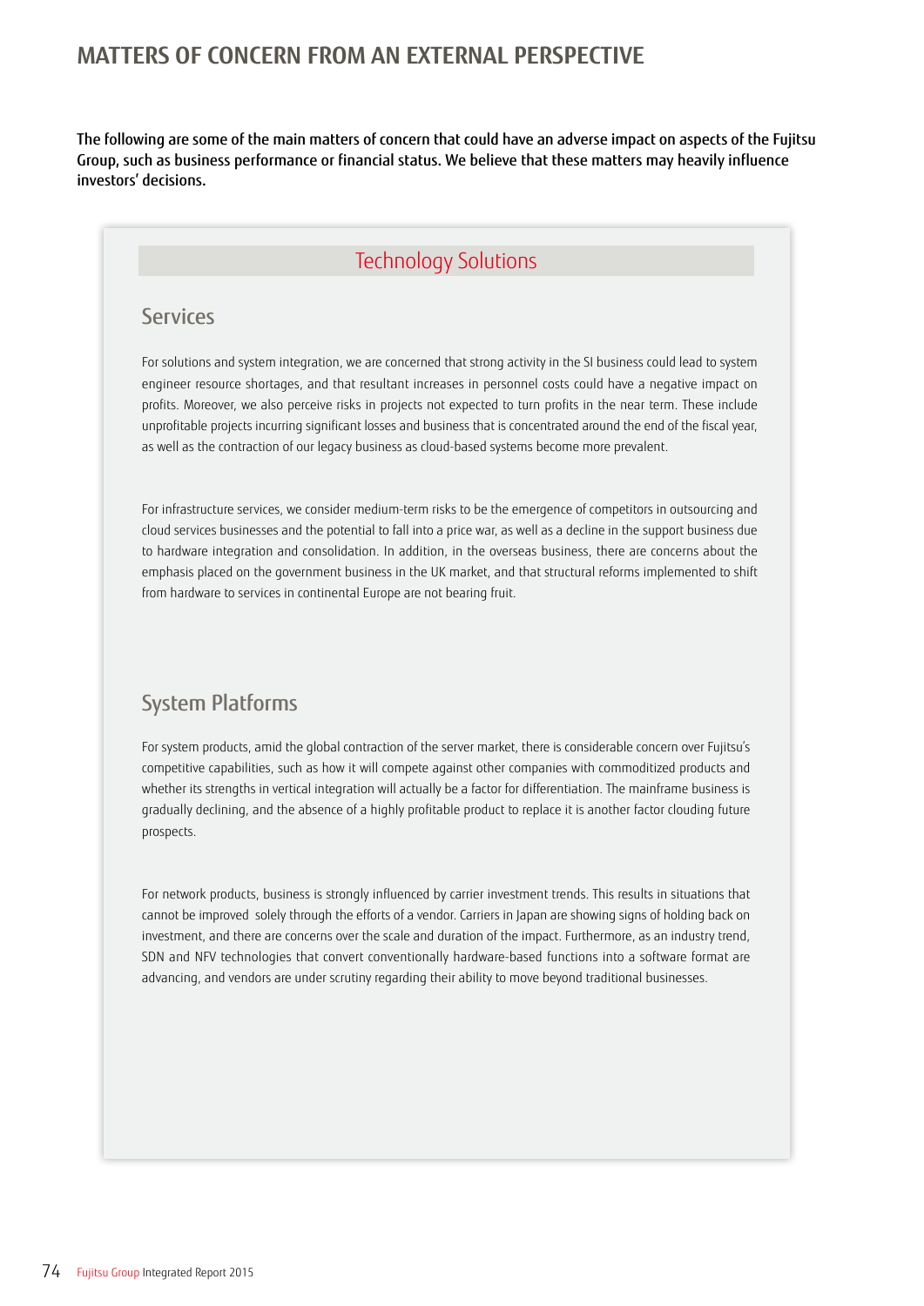# MATTERS OF CONCERN FROM AN EXTERNAL PERSPECTIVE

**The following are some of the main matters of concern that could have an adverse impact on aspects of the Fujitsu Group, such as business performance or financial status. We believe that these matters may heavily influence investors' decisions.**

## Technology Solutions

### Services

For solutions and system integration, we are concerned that strong activity in the SI business could lead to system engineer resource shortages, and that resultant increases in personnel costs could have a negative impact on profits. Moreover, we also perceive risks in projects not expected to turn profits in the near term. These include unprofitable projects incurring significant losses and business that is concentrated around the end of the fiscal year, as well as the contraction of our legacy business as cloud-based systems become more prevalent.

For infrastructure services, we consider medium-term risks to be the emergence of competitors in outsourcing and cloud services businesses and the potential to fall into a price war, as well as a decline in the support business due to hardware integration and consolidation. In addition, in the overseas business, there are concerns about the emphasis placed on the government business in the UK market, and that structural reforms implemented to shift from hardware to services in continental Europe are not bearing fruit.

### System Platforms

For system products, amid the global contraction of the server market, there is considerable concern over Fujitsu's competitive capabilities, such as how it will compete against other companies with commoditized products and whether its strengths in vertical integration will actually be a factor for differentiation. The mainframe business is gradually declining, and the absence of a highly profitable product to replace it is another factor clouding future prospects.

For network products, business is strongly influenced by carrier investment trends. This results in situations that cannot be improved solely through the efforts of a vendor. Carriers in Japan are showing signs of holding back on investment, and there are concerns over the scale and duration of the impact. Furthermore, as an industry trend, SDN and NFV technologies that convert conventionally hardware-based functions into a software format are advancing, and vendors are under scrutiny regarding their ability to move beyond traditional businesses.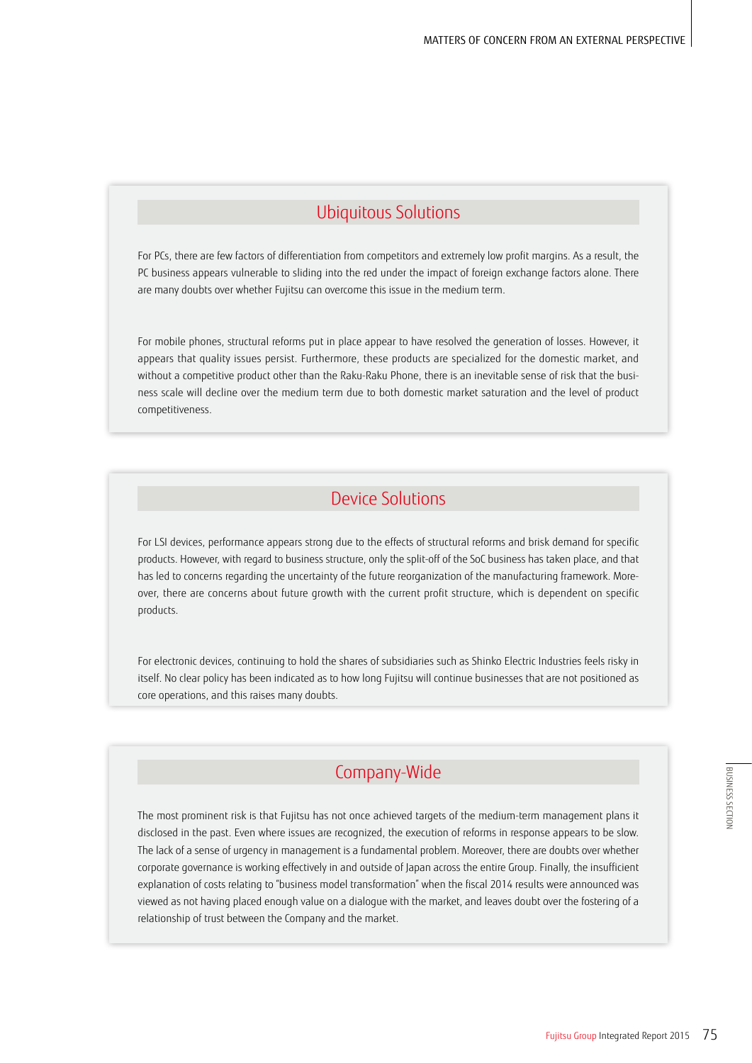## Ubiquitous Solutions

For PCs, there are few factors of differentiation from competitors and extremely low profit margins. As a result, the PC business appears vulnerable to sliding into the red under the impact of foreign exchange factors alone. There are many doubts over whether Fujitsu can overcome this issue in the medium term.

For mobile phones, structural reforms put in place appear to have resolved the generation of losses. However, it appears that quality issues persist. Furthermore, these products are specialized for the domestic market, and without a competitive product other than the Raku-Raku Phone, there is an inevitable sense of risk that the business scale will decline over the medium term due to both domestic market saturation and the level of product competitiveness.

## Device Solutions

For LSI devices, performance appears strong due to the effects of structural reforms and brisk demand for specific products. However, with regard to business structure, only the split-off of the SoC business has taken place, and that has led to concerns regarding the uncertainty of the future reorganization of the manufacturing framework. Moreover, there are concerns about future growth with the current profit structure, which is dependent on specific products.

For electronic devices, continuing to hold the shares of subsidiaries such as Shinko Electric Industries feels risky in itself. No clear policy has been indicated as to how long Fujitsu will continue businesses that are not positioned as core operations, and this raises many doubts.

## Company-Wide

The most prominent risk is that Fujitsu has not once achieved targets of the medium-term management plans it disclosed in the past. Even where issues are recognized, the execution of reforms in response appears to be slow. The lack of a sense of urgency in management is a fundamental problem. Moreover, there are doubts over whether corporate governance is working effectively in and outside of Japan across the entire Group. Finally, the insufficient explanation of costs relating to "business model transformation" when the fiscal 2014 results were announced was viewed as not having placed enough value on a dialogue with the market, and leaves doubt over the fostering of a relationship of trust between the Company and the market.